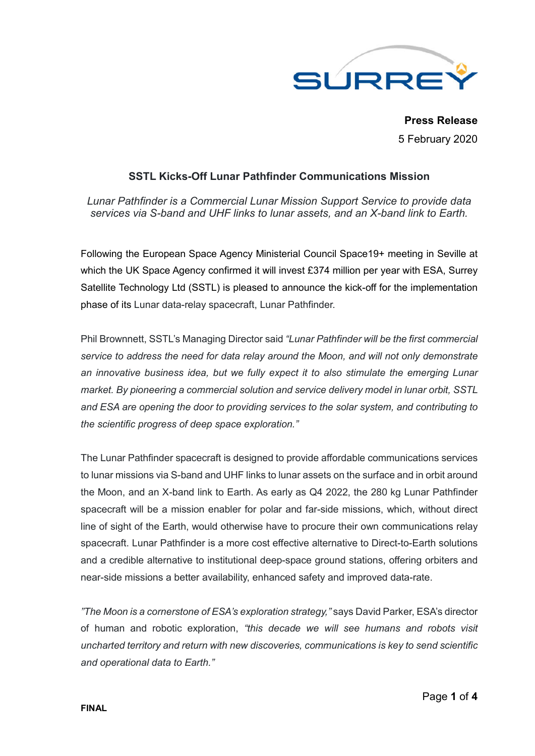**Press Release**

5 February 2020

## SSTL Kicks-Off Lunar Pathfinder Communications Mission

*Lunar Pathfinder is a Commercial Lunar Mission Support Service to provide data services via S-band and UHF links to lunar assets, and an X-band link to Earth.*

Following the European Space Agency Ministerial Council Space19+ meeting in Seville at which the UK Space Agency confirmed it will invest £374 million per year with ESA, Surrey Satellite Technology Ltd (SSTL) is pleased to announce the kick-off for the implementation phase of its Lunar data-relay spacecraft, Lunar Pathfinder.

Phil Brownnett, SSTL's Managing Director said *"Lunar Pathfinder will be the first commercial service to address the need for data relay around the Moon, and will not only demonstrate an innovative business idea, but we fully expect it to also stimulate the emerging Lunar market. By pioneering a commercial solution and service delivery model in lunar orbit, SSTL and ESA are opening the door to providing services to the solar system, and contributing to the scientific progress of deep space exploration."*

The Lunar Pathfinder spacecraft is designed to provide affordable communications services to lunar missions via S-band and UHF links to lunar assets on the surface and in orbit around the Moon, and an X-band link to Earth. As early as Q4 2022, the 280 kg Lunar Pathfinder spacecraft will be a mission enabler for polar and far-side missions, which, without direct line of sight of the Earth, would otherwise have to procure their own communications relay spacecraft. Lunar Pathfinder is a more cost effective alternative to Direct-to-Earth solutions and a credible alternative to institutional deep-space ground stations, offering orbiters and near-side missions a better availability, enhanced safety and improved data-rate.

*"The Moon is a cornerstone of ESA's exploration strategy,"* says David Parker, ESA's director of human and robotic exploration, *"this decade we will see humans and robots visit uncharted territory and return with new discoveries, communications is key to send scientific and operational data to Earth."*

FINAL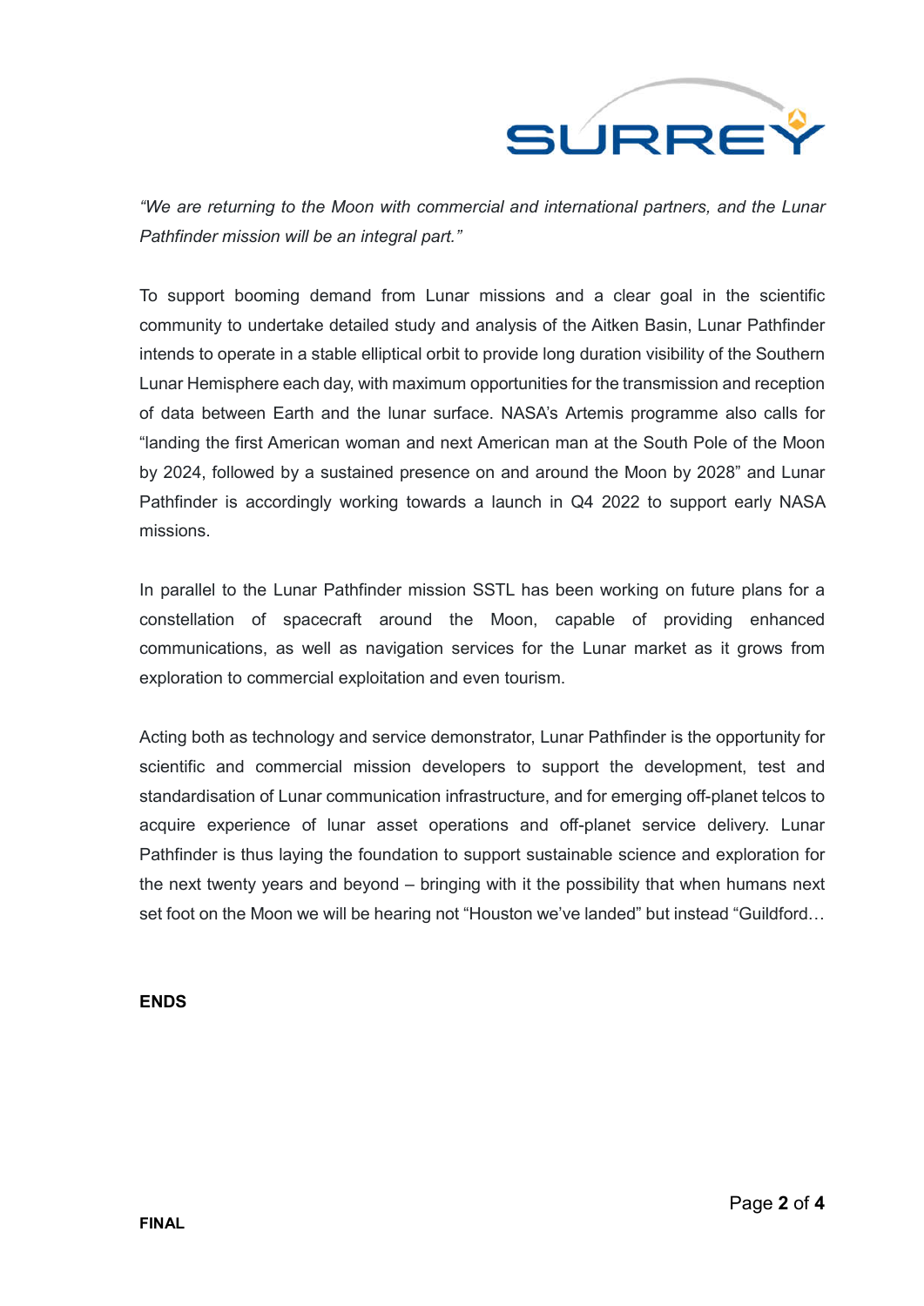*"We are returning to the Moon with commercial and international partners, and the Lunar Pathfinder mission will be an integral part."*

To support booming demand from Lunar missions and a clear goal in the scientific community to undertake detailed study and analysis of the Aitken Basin, Lunar Pathfinder intends to operate in a stable elliptical orbit to provide long duration visibility of the Southern Lunar Hemisphere each day, with maximum opportunities for the transmission and reception of data between Earth and the lunar surface. NASA's Artemis programme also calls for "landing the first American woman and next American man at the South Pole of the Moon by 2024, followed by a sustained presence on and around the Moon by 2028" and Lunar Pathfinder is accordingly working towards a launch in Q4 2022 to support early NASA missions.

In parallel to the Lunar Pathfinder mission SSTL has been working on future plans for a constellation of spacecraft around the Moon, capable of providing enhanced communications, as well as navigation services for the Lunar market as it grows from exploration to commercial exploitation and even tourism.

Acting both as technology and service demonstrator, Lunar Pathfinder is the opportunity for scientific and commercial mission developers to support the development, test and standardisation of Lunar communication infrastructure, and for emerging off-planet telcos to acquire experience of lunar asset operations and off-planet service delivery. Lunar Pathfinder is thus laying the foundation to support sustainable science and exploration for the next twenty years and beyond – bringing with it the possibility that when humans next set foot on the Moon we will be hearing not "Houston we've landed" but instead "Guildford…

**ENDS**

**FINAL**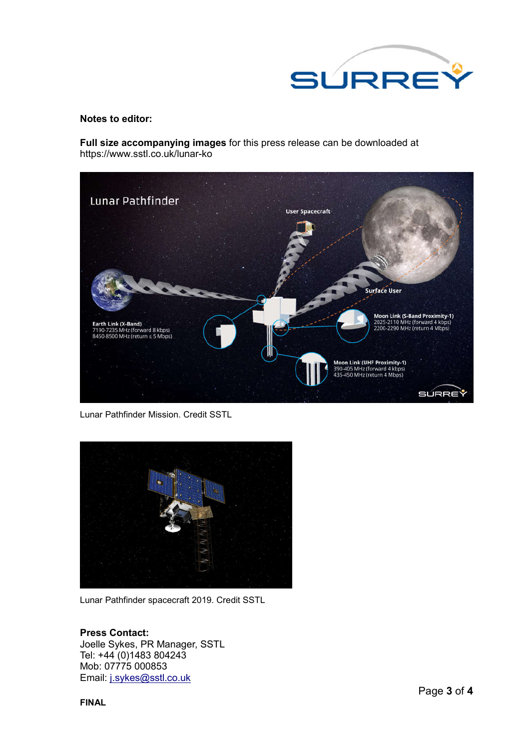**Notes to editor:**

**Full size accompanying images** for this press release can be downloaded at https://www.sstl.co.uk/lunar-ko

Lunar Pathfinder Mission. Credit SSTL

Lunar Pathfinder spacecraft 2019. Credit SSTL

**Press Contact:**
Joelle Sykes, PR Manager, SSTL
Tel: +44 (0)1483 804243
Mob: 07775 000853
Email: [j.sykes@sstl.co.uk](mailto:j.sykes@sstl.co.uk)

**FINAL**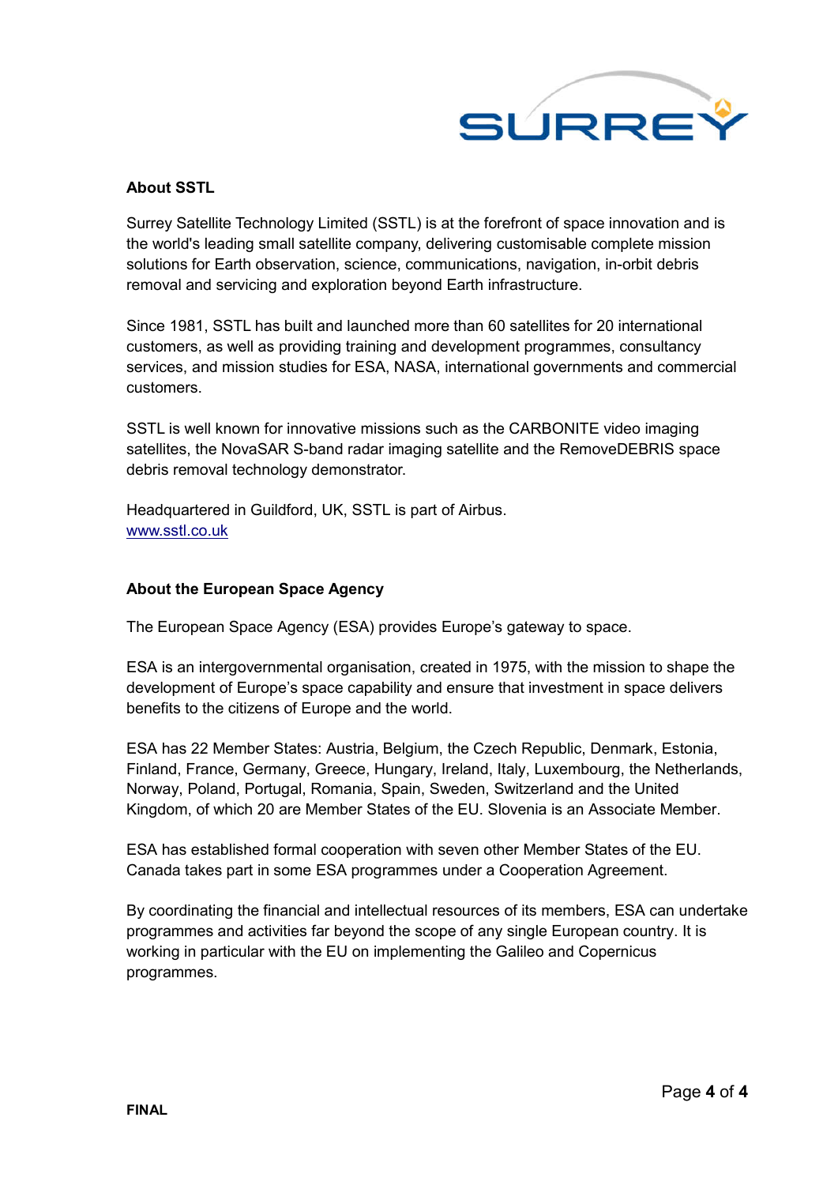**About SSTL**

Surrey Satellite Technology Limited (SSTL) is at the forefront of space innovation and is the world's leading small satellite company, delivering customisable complete mission solutions for Earth observation, science, communications, navigation, in-orbit debris removal and servicing and exploration beyond Earth infrastructure.

Since 1981, SSTL has built and launched more than 60 satellites for 20 international customers, as well as providing training and development programmes, consultancy services, and mission studies for ESA, NASA, international governments and commercial customers.

SSTL is well known for innovative missions such as the CARBONITE video imaging satellites, the NovaSAR S-band radar imaging satellite and the RemoveDEBRIS space debris removal technology demonstrator.

Headquartered in Guildford, UK, SSTL is part of Airbus.
[www.sstl.co.uk](http://www.sstl.co.uk)

**About the European Space Agency**

The European Space Agency (ESA) provides Europe's gateway to space.

ESA is an intergovernmental organisation, created in 1975, with the mission to shape the development of Europe's space capability and ensure that investment in space delivers benefits to the citizens of Europe and the world.

ESA has 22 Member States: Austria, Belgium, the Czech Republic, Denmark, Estonia, Finland, France, Germany, Greece, Hungary, Ireland, Italy, Luxembourg, the Netherlands, Norway, Poland, Portugal, Romania, Spain, Sweden, Switzerland and the United Kingdom, of which 20 are Member States of the EU. Slovenia is an Associate Member.

ESA has established formal cooperation with seven other Member States of the EU. Canada takes part in some ESA programmes under a Cooperation Agreement.

By coordinating the financial and intellectual resources of its members, ESA can undertake programmes and activities far beyond the scope of any single European country. It is working in particular with the EU on implementing the Galileo and Copernicus programmes.

**FINAL**